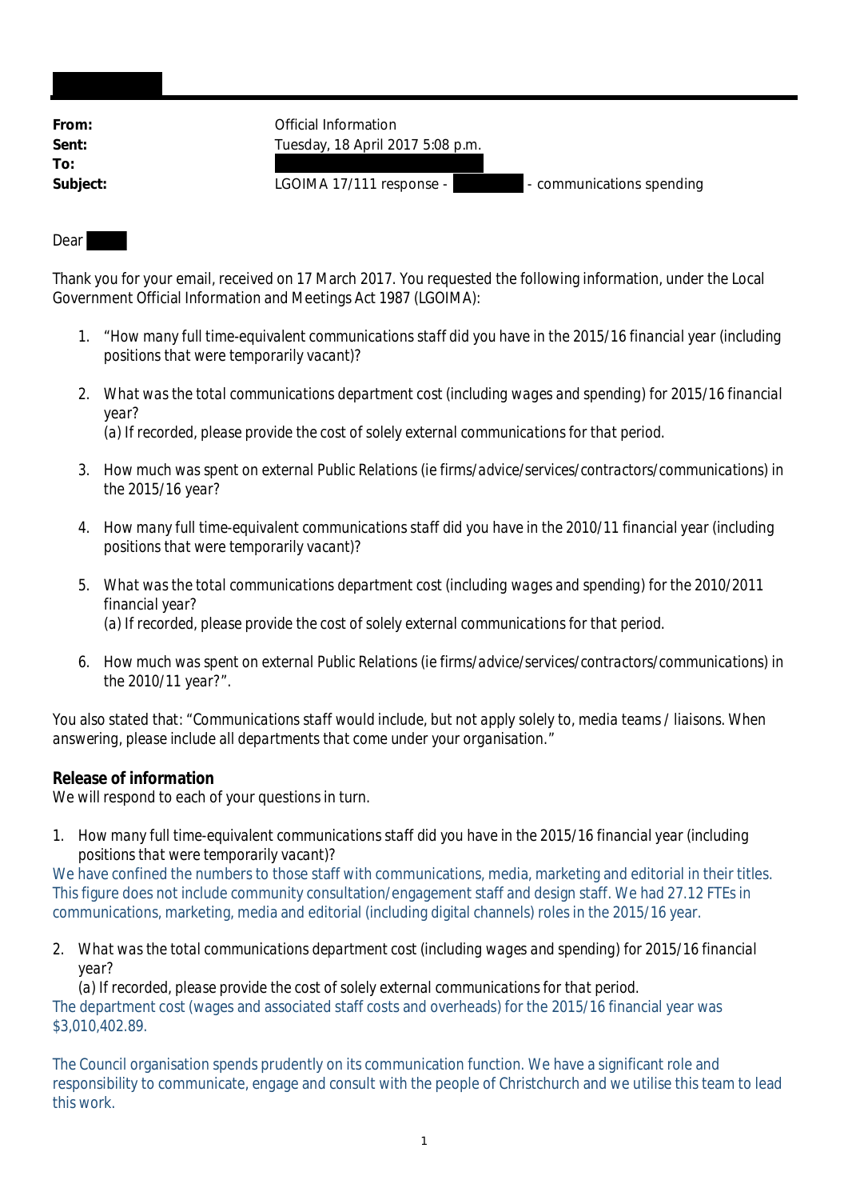| | |
|---|---|
| **From:** | Official Information |
| **Sent:** | Tuesday, 18 April 2017 5:08 p.m. |
| **To:** | |
| **Subject:** | LGOIMA 17/111 response - - communications spending |

Dear

Thank you for your email, received on 17 March 2017. You requested the following information, under the Local Government Official Information and Meetings Act 1987 (LGOIMA):

1. "*How many full time-equivalent communications staff did you have in the 2015/16 financial year (including positions that were temporarily vacant)?*

2. *What was the total communications department cost (including wages and spending) for 2015/16 financial year?*
   *(a) If recorded, please provide the cost of solely external communications for that period.*

3. *How much was spent on external Public Relations (ie firms/advice/services/contractors/communications) in the 2015/16 year?*

4. *How many full time-equivalent communications staff did you have in the 2010/11 financial year (including positions that were temporarily vacant)?*

5. *What was the total communications department cost (including wages and spending) for the 2010/2011 financial year?*
   *(a) If recorded, please provide the cost of solely external communications for that period.*

6. *How much was spent on external Public Relations (ie firms/advice/services/contractors/communications) in the 2010/11 year?*".

You also stated that: "*Communications staff would include, but not apply solely to, media teams / liaisons. When answering, please include all departments that come under your organisation.*"

**Release of information**
We will respond to each of your questions in turn.

1. *How many full time-equivalent communications staff did you have in the 2015/16 financial year (including positions that were temporarily vacant)?*

We have confined the numbers to those staff with communications, media, marketing and editorial in their titles. This figure does not include community consultation/engagement staff and design staff. We had 27.12 FTEs in communications, marketing, media and editorial (including digital channels) roles in the 2015/16 year.

2. *What was the total communications department cost (including wages and spending) for 2015/16 financial year?*
   *(a) If recorded, please provide the cost of solely external communications for that period.*

The department cost (wages and associated staff costs and overheads) for the 2015/16 financial year was $3,010,402.89.

The Council organisation spends prudently on its communication function. We have a significant role and responsibility to communicate, engage and consult with the people of Christchurch and we utilise this team to lead this work.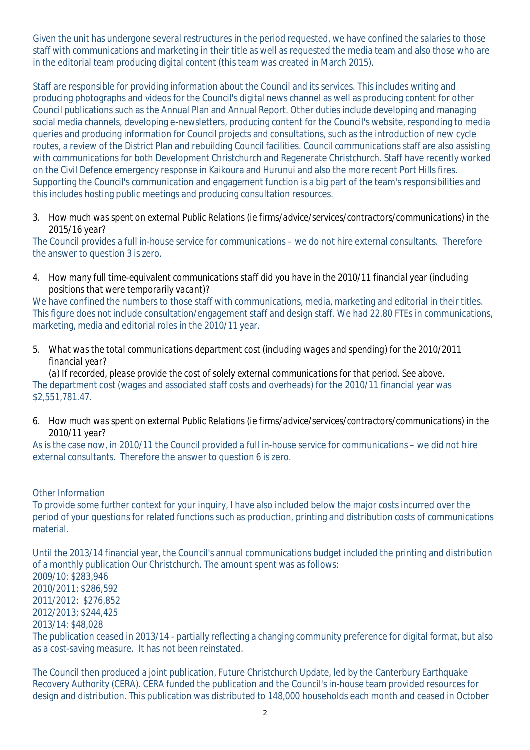Given the unit has undergone several restructures in the period requested, we have confined the salaries to those staff with communications and marketing in their title as well as requested the media team and also those who are in the editorial team producing digital content (this team was created in March 2015).

Staff are responsible for providing information about the Council and its services. This includes writing and producing photographs and videos for the Council's digital news channel as well as producing content for other Council publications such as the Annual Plan and Annual Report. Other duties include developing and managing social media channels, developing e-newsletters, producing content for the Council's website, responding to media queries and producing information for Council projects and consultations, such as the introduction of new cycle routes, a review of the District Plan and rebuilding Council facilities. Council communications staff are also assisting with communications for both Development Christchurch and Regenerate Christchurch. Staff have recently worked on the Civil Defence emergency response in Kaikoura and Hurunui and also the more recent Port Hills fires. Supporting the Council's communication and engagement function is a big part of the team's responsibilities and this includes hosting public meetings and producing consultation resources.

3. *How much was spent on external Public Relations (ie firms/advice/services/contractors/communications) in the 2015/16 year?*

The Council provides a full in-house service for communications – we do not hire external consultants. Therefore the answer to question 3 is zero.

4. *How many full time-equivalent communications staff did you have in the 2010/11 financial year (including positions that were temporarily vacant)?*

We have confined the numbers to those staff with communications, media, marketing and editorial in their titles. This figure does not include consultation/engagement staff and design staff. We had 22.80 FTEs in communications, marketing, media and editorial roles in the 2010/11 year.

5. *What was the total communications department cost (including wages and spending) for the 2010/2011 financial year?*

   *(a) If recorded, please provide the cost of solely external communications for that period. See above.*

The department cost (wages and associated staff costs and overheads) for the 2010/11 financial year was $2,551,781.47.

6. *How much was spent on external Public Relations (ie firms/advice/services/contractors/communications) in the 2010/11 year?*

As is the case now, in 2010/11 the Council provided a full in-house service for communications – we did not hire external consultants. Therefore the answer to question 6 is zero.

*Other Information*

To provide some further context for your inquiry, I have also included below the major costs incurred over the period of your questions for related functions such as production, printing and distribution costs of communications material.

Until the 2013/14 financial year, the Council's annual communications budget included the printing and distribution of a monthly publication Our Christchurch. The amount spent was as follows:

2009/10: $283,946
2010/2011: $286,592
2011/2012: $276,852
2012/2013; $244,425
2013/14: $48,028

The publication ceased in 2013/14 - partially reflecting a changing community preference for digital format, but also as a cost-saving measure. It has not been reinstated.

The Council then produced a joint publication, Future Christchurch Update, led by the Canterbury Earthquake Recovery Authority (CERA). CERA funded the publication and the Council's in-house team provided resources for design and distribution. This publication was distributed to 148,000 households each month and ceased in October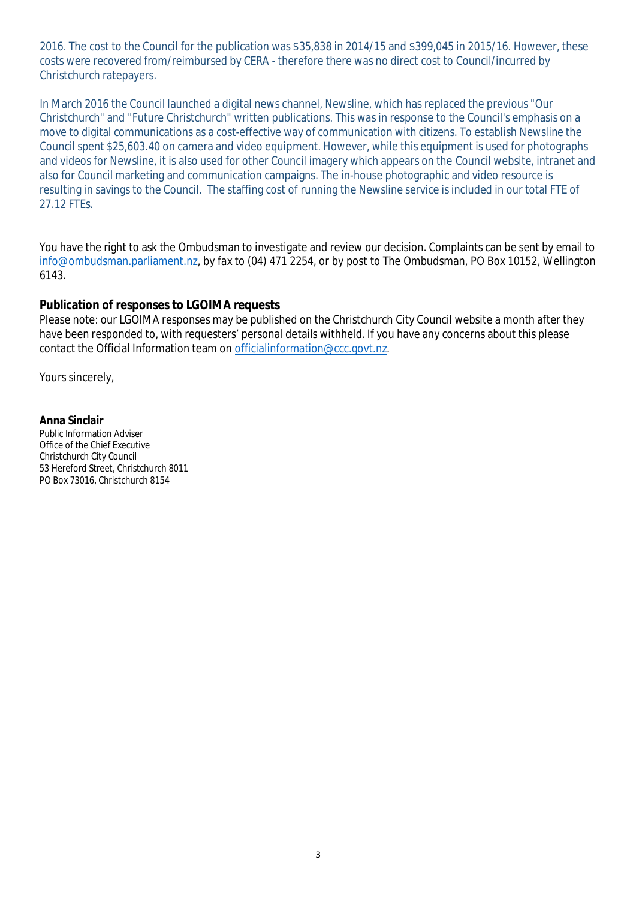2016. The cost to the Council for the publication was $35,838 in 2014/15 and $399,045 in 2015/16. However, these costs were recovered from/reimbursed by CERA - therefore there was no direct cost to Council/incurred by Christchurch ratepayers.

In March 2016 the Council launched a digital news channel, Newsline, which has replaced the previous "Our Christchurch" and "Future Christchurch" written publications. This was in response to the Council's emphasis on a move to digital communications as a cost-effective way of communication with citizens. To establish Newsline the Council spent $25,603.40 on camera and video equipment. However, while this equipment is used for photographs and videos for Newsline, it is also used for other Council imagery which appears on the Council website, intranet and also for Council marketing and communication campaigns. The in-house photographic and video resource is resulting in savings to the Council. The staffing cost of running the Newsline service is included in our total FTE of 27.12 FTEs.

You have the right to ask the Ombudsman to investigate and review our decision. Complaints can be sent by email to info@ombudsman.parliament.nz, by fax to (04) 471 2254, or by post to The Ombudsman, PO Box 10152, Wellington 6143.

**Publication of responses to LGOIMA requests**

Please note: our LGOIMA responses may be published on the Christchurch City Council website a month after they have been responded to, with requesters' personal details withheld. If you have any concerns about this please contact the Official Information team on officialinformation@ccc.govt.nz.

Yours sincerely,

**Anna Sinclair**
Public Information Adviser
Office of the Chief Executive
Christchurch City Council
53 Hereford Street, Christchurch 8011
PO Box 73016, Christchurch 8154